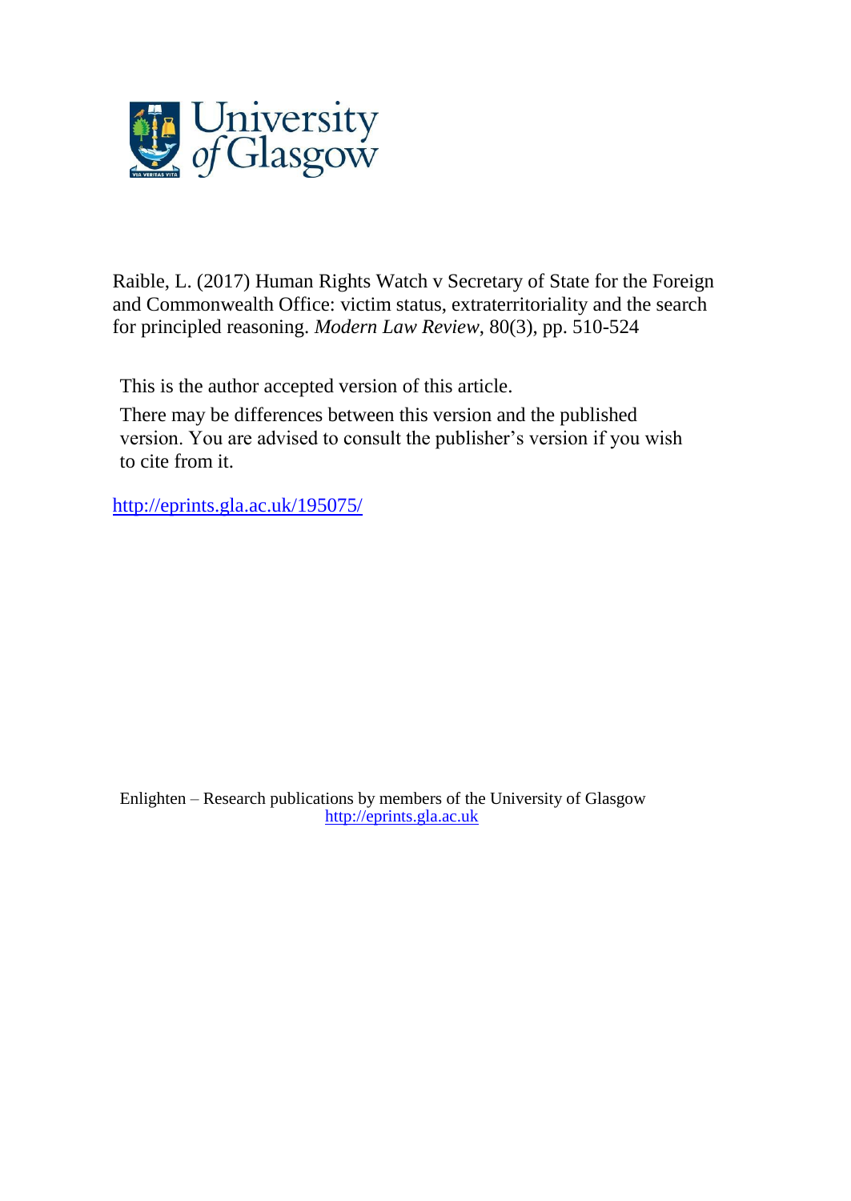Raible, L. (2017) Human Rights Watch v Secretary of State for the Foreign and Commonwealth Office: victim status, extraterritoriality and the search for principled reasoning. *Modern Law Review*, 80(3), pp. 510-524

This is the author accepted version of this article.

There may be differences between this version and the published version. You are advised to consult the publisher's version if you wish to cite from it.

http://eprints.gla.ac.uk/195075/

Enlighten – Research publications by members of the University of Glasgow
http://eprints.gla.ac.uk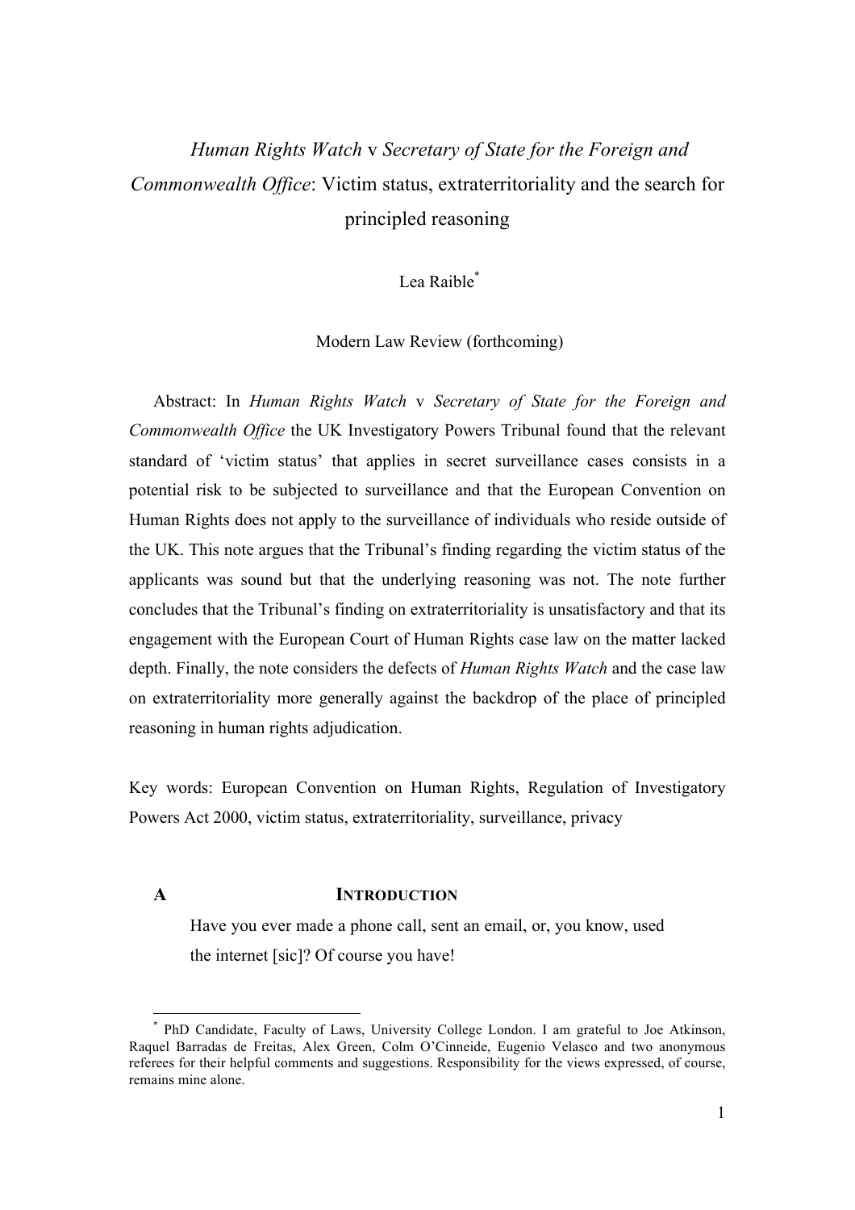# *Human Rights Watch* v *Secretary of State for the Foreign and Commonwealth Office*: Victim status, extraterritoriality and the search for principled reasoning

Lea Raible[*]

Modern Law Review (forthcoming)

Abstract: In *Human Rights Watch* v *Secretary of State for the Foreign and Commonwealth Office* the UK Investigatory Powers Tribunal found that the relevant standard of 'victim status' that applies in secret surveillance cases consists in a potential risk to be subjected to surveillance and that the European Convention on Human Rights does not apply to the surveillance of individuals who reside outside of the UK. This note argues that the Tribunal's finding regarding the victim status of the applicants was sound but that the underlying reasoning was not. The note further concludes that the Tribunal's finding on extraterritoriality is unsatisfactory and that its engagement with the European Court of Human Rights case law on the matter lacked depth. Finally, the note considers the defects of *Human Rights Watch* and the case law on extraterritoriality more generally against the backdrop of the place of principled reasoning in human rights adjudication.

Key words: European Convention on Human Rights, Regulation of Investigatory Powers Act 2000, victim status, extraterritoriality, surveillance, privacy

## A INTRODUCTION

> Have you ever made a phone call, sent an email, or, you know, used the internet [sic]? Of course you have!

---

[*] PhD Candidate, Faculty of Laws, University College London. I am grateful to Joe Atkinson, Raquel Barradas de Freitas, Alex Green, Colm O'Cinneide, Eugenio Velasco and two anonymous referees for their helpful comments and suggestions. Responsibility for the views expressed, of course, remains mine alone.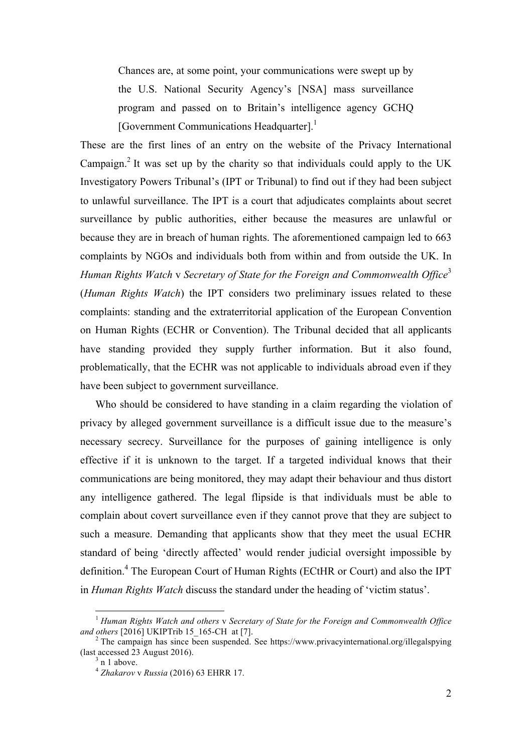> Chances are, at some point, your communications were swept up by the U.S. National Security Agency's [NSA] mass surveillance program and passed on to Britain's intelligence agency GCHQ [Government Communications Headquarter].[1]

These are the first lines of an entry on the website of the Privacy International Campaign.[2] It was set up by the charity so that individuals could apply to the UK Investigatory Powers Tribunal's (IPT or Tribunal) to find out if they had been subject to unlawful surveillance. The IPT is a court that adjudicates complaints about secret surveillance by public authorities, either because the measures are unlawful or because they are in breach of human rights. The aforementioned campaign led to 663 complaints by NGOs and individuals both from within and from outside the UK. In *Human Rights Watch* v *Secretary of State for the Foreign and Commonwealth Office*[3] (*Human Rights Watch*) the IPT considers two preliminary issues related to these complaints: standing and the extraterritorial application of the European Convention on Human Rights (ECHR or Convention). The Tribunal decided that all applicants have standing provided they supply further information. But it also found, problematically, that the ECHR was not applicable to individuals abroad even if they have been subject to government surveillance.

Who should be considered to have standing in a claim regarding the violation of privacy by alleged government surveillance is a difficult issue due to the measure's necessary secrecy. Surveillance for the purposes of gaining intelligence is only effective if it is unknown to the target. If a targeted individual knows that their communications are being monitored, they may adapt their behaviour and thus distort any intelligence gathered. The legal flipside is that individuals must be able to complain about covert surveillance even if they cannot prove that they are subject to such a measure. Demanding that applicants show that they meet the usual ECHR standard of being 'directly affected' would render judicial oversight impossible by definition.[4] The European Court of Human Rights (ECtHR or Court) and also the IPT in *Human Rights Watch* discuss the standard under the heading of 'victim status'.

---

[1] *Human Rights Watch and others* v *Secretary of State for the Foreign and Commonwealth Office and others* [2016] UKIPTrib 15_165-CH at [7].

[2] The campaign has since been suspended. See https://www.privacyinternational.org/illegalspying (last accessed 23 August 2016).

[3] n 1 above.

[4] *Zhakarov* v *Russia* (2016) 63 EHRR 17.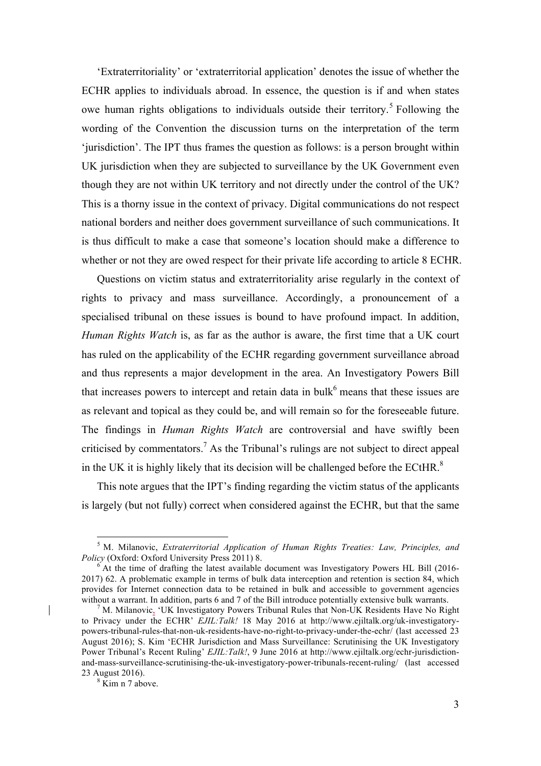'Extraterritoriality' or 'extraterritorial application' denotes the issue of whether the ECHR applies to individuals abroad. In essence, the question is if and when states owe human rights obligations to individuals outside their territory.[5] Following the wording of the Convention the discussion turns on the interpretation of the term 'jurisdiction'. The IPT thus frames the question as follows: is a person brought within UK jurisdiction when they are subjected to surveillance by the UK Government even though they are not within UK territory and not directly under the control of the UK? This is a thorny issue in the context of privacy. Digital communications do not respect national borders and neither does government surveillance of such communications. It is thus difficult to make a case that someone's location should make a difference to whether or not they are owed respect for their private life according to article 8 ECHR.

Questions on victim status and extraterritoriality arise regularly in the context of rights to privacy and mass surveillance. Accordingly, a pronouncement of a specialised tribunal on these issues is bound to have profound impact. In addition, *Human Rights Watch* is, as far as the author is aware, the first time that a UK court has ruled on the applicability of the ECHR regarding government surveillance abroad and thus represents a major development in the area. An Investigatory Powers Bill that increases powers to intercept and retain data in bulk[6] means that these issues are as relevant and topical as they could be, and will remain so for the foreseeable future. The findings in *Human Rights Watch* are controversial and have swiftly been criticised by commentators.[7] As the Tribunal's rulings are not subject to direct appeal in the UK it is highly likely that its decision will be challenged before the ECtHR.[8]

This note argues that the IPT's finding regarding the victim status of the applicants is largely (but not fully) correct when considered against the ECHR, but that the same

---

[5] M. Milanovic, *Extraterritorial Application of Human Rights Treaties: Law, Principles, and Policy* (Oxford: Oxford University Press 2011) 8.

[6] At the time of drafting the latest available document was Investigatory Powers HL Bill (2016-2017) 62. A problematic example in terms of bulk data interception and retention is section 84, which provides for Internet connection data to be retained in bulk and accessible to government agencies without a warrant. In addition, parts 6 and 7 of the Bill introduce potentially extensive bulk warrants.

[7] M. Milanovic, 'UK Investigatory Powers Tribunal Rules that Non-UK Residents Have No Right to Privacy under the ECHR' *EJIL:Talk!* 18 May 2016 at http://www.ejiltalk.org/uk-investigatory-powers-tribunal-rules-that-non-uk-residents-have-no-right-to-privacy-under-the-echr/ (last accessed 23 August 2016); S. Kim 'ECHR Jurisdiction and Mass Surveillance: Scrutinising the UK Investigatory Power Tribunal's Recent Ruling' *EJIL:Talk!*, 9 June 2016 at http://www.ejiltalk.org/echr-jurisdiction-and-mass-surveillance-scrutinising-the-uk-investigatory-power-tribunals-recent-ruling/ (last accessed 23 August 2016).

[8] Kim n 7 above.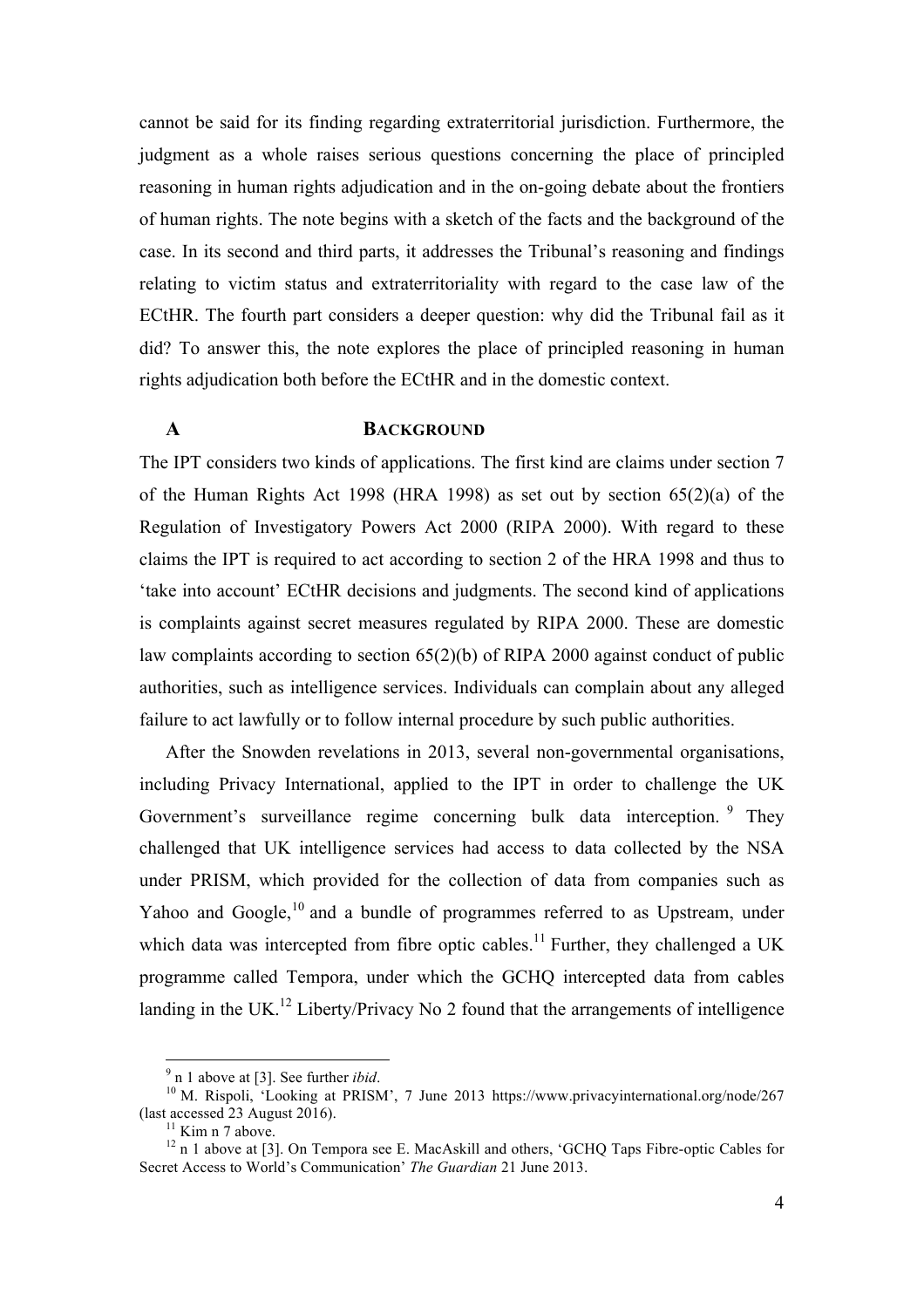cannot be said for its finding regarding extraterritorial jurisdiction. Furthermore, the judgment as a whole raises serious questions concerning the place of principled reasoning in human rights adjudication and in the on-going debate about the frontiers of human rights. The note begins with a sketch of the facts and the background of the case. In its second and third parts, it addresses the Tribunal's reasoning and findings relating to victim status and extraterritoriality with regard to the case law of the ECtHR. The fourth part considers a deeper question: why did the Tribunal fail as it did? To answer this, the note explores the place of principled reasoning in human rights adjudication both before the ECtHR and in the domestic context.

## A BACKGROUND

The IPT considers two kinds of applications. The first kind are claims under section 7 of the Human Rights Act 1998 (HRA 1998) as set out by section 65(2)(a) of the Regulation of Investigatory Powers Act 2000 (RIPA 2000). With regard to these claims the IPT is required to act according to section 2 of the HRA 1998 and thus to 'take into account' ECtHR decisions and judgments. The second kind of applications is complaints against secret measures regulated by RIPA 2000. These are domestic law complaints according to section 65(2)(b) of RIPA 2000 against conduct of public authorities, such as intelligence services. Individuals can complain about any alleged failure to act lawfully or to follow internal procedure by such public authorities.

After the Snowden revelations in 2013, several non-governmental organisations, including Privacy International, applied to the IPT in order to challenge the UK Government's surveillance regime concerning bulk data interception.[9] They challenged that UK intelligence services had access to data collected by the NSA under PRISM, which provided for the collection of data from companies such as Yahoo and Google,[10] and a bundle of programmes referred to as Upstream, under which data was intercepted from fibre optic cables.[11] Further, they challenged a UK programme called Tempora, under which the GCHQ intercepted data from cables landing in the UK.[12] Liberty/Privacy No 2 found that the arrangements of intelligence

---

[9] n 1 above at [3]. See further *ibid*.

[10] M. Rispoli, 'Looking at PRISM', 7 June 2013 https://www.privacyinternational.org/node/267 (last accessed 23 August 2016).

[11] Kim n 7 above.

[12] n 1 above at [3]. On Tempora see E. MacAskill and others, 'GCHQ Taps Fibre-optic Cables for Secret Access to World's Communication' *The Guardian* 21 June 2013.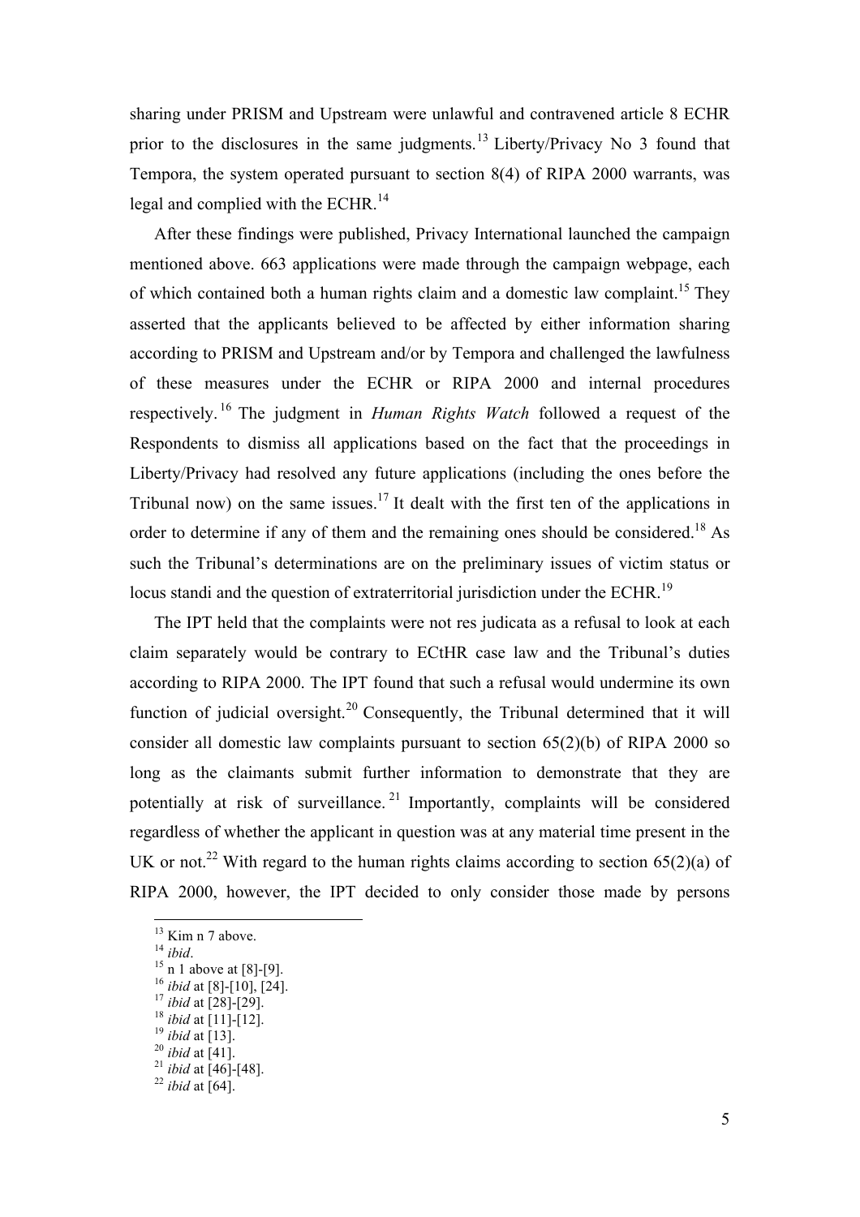sharing under PRISM and Upstream were unlawful and contravened article 8 ECHR prior to the disclosures in the same judgments.[13] Liberty/Privacy No 3 found that Tempora, the system operated pursuant to section 8(4) of RIPA 2000 warrants, was legal and complied with the ECHR.[14]

After these findings were published, Privacy International launched the campaign mentioned above. 663 applications were made through the campaign webpage, each of which contained both a human rights claim and a domestic law complaint.[15] They asserted that the applicants believed to be affected by either information sharing according to PRISM and Upstream and/or by Tempora and challenged the lawfulness of these measures under the ECHR or RIPA 2000 and internal procedures respectively.[16] The judgment in *Human Rights Watch* followed a request of the Respondents to dismiss all applications based on the fact that the proceedings in Liberty/Privacy had resolved any future applications (including the ones before the Tribunal now) on the same issues.[17] It dealt with the first ten of the applications in order to determine if any of them and the remaining ones should be considered.[18] As such the Tribunal's determinations are on the preliminary issues of victim status or locus standi and the question of extraterritorial jurisdiction under the ECHR.[19]

The IPT held that the complaints were not res judicata as a refusal to look at each claim separately would be contrary to ECtHR case law and the Tribunal's duties according to RIPA 2000. The IPT found that such a refusal would undermine its own function of judicial oversight.[20] Consequently, the Tribunal determined that it will consider all domestic law complaints pursuant to section 65(2)(b) of RIPA 2000 so long as the claimants submit further information to demonstrate that they are potentially at risk of surveillance.[21] Importantly, complaints will be considered regardless of whether the applicant in question was at any material time present in the UK or not.[22] With regard to the human rights claims according to section 65(2)(a) of RIPA 2000, however, the IPT decided to only consider those made by persons

[13] Kim n 7 above.
[14] *ibid*.
[15] n 1 above at [8]-[9].
[16] *ibid* at [8]-[10], [24].
[17] *ibid* at [28]-[29].
[18] *ibid* at [11]-[12].
[19] *ibid* at [13].
[20] *ibid* at [41].
[21] *ibid* at [46]-[48].
[22] *ibid* at [64].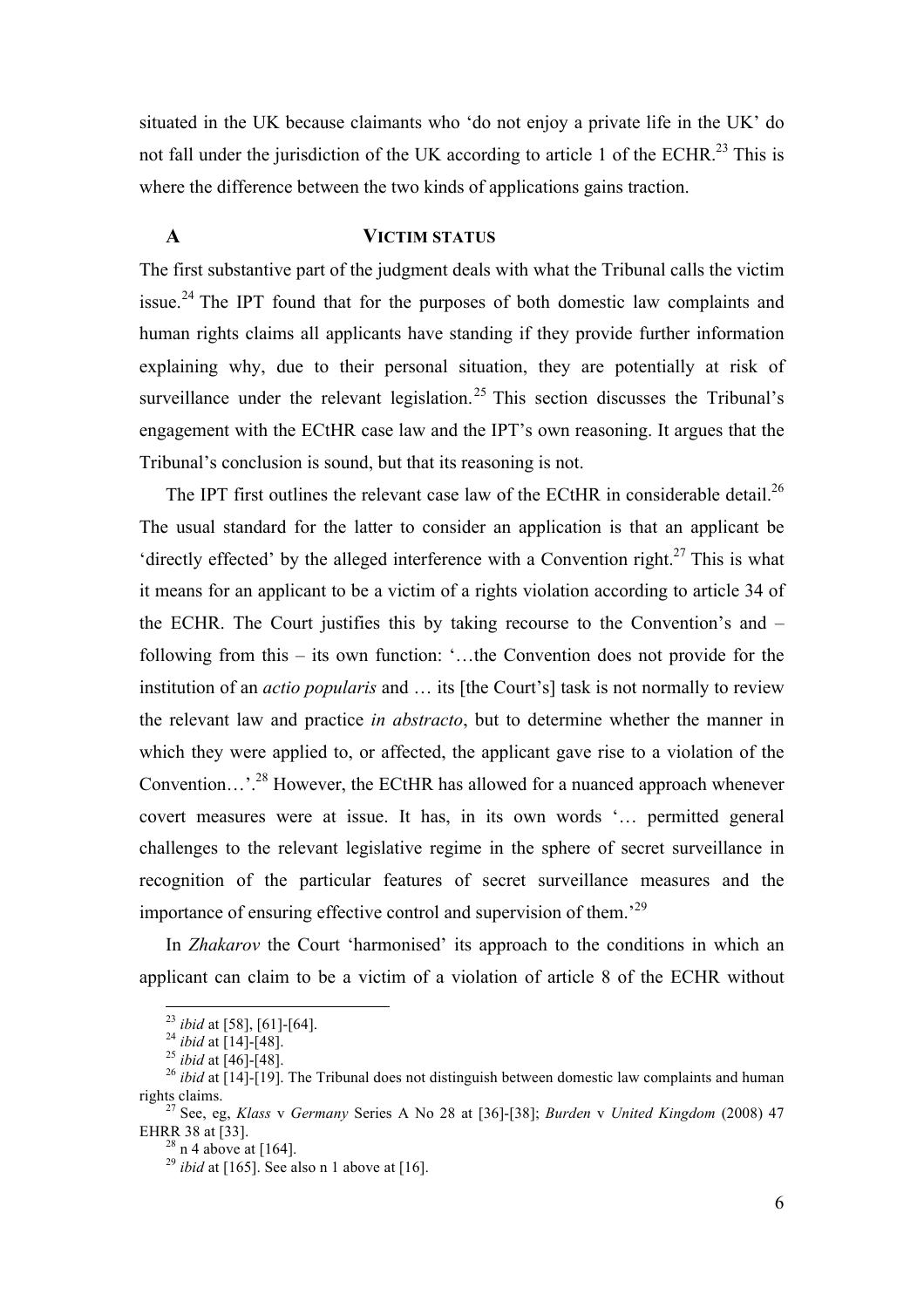situated in the UK because claimants who 'do not enjoy a private life in the UK' do not fall under the jurisdiction of the UK according to article 1 of the ECHR.[23] This is where the difference between the two kinds of applications gains traction.

## A VICTIM STATUS

The first substantive part of the judgment deals with what the Tribunal calls the victim issue.[24] The IPT found that for the purposes of both domestic law complaints and human rights claims all applicants have standing if they provide further information explaining why, due to their personal situation, they are potentially at risk of surveillance under the relevant legislation.[25] This section discusses the Tribunal's engagement with the ECtHR case law and the IPT's own reasoning. It argues that the Tribunal's conclusion is sound, but that its reasoning is not.

The IPT first outlines the relevant case law of the ECtHR in considerable detail.[26] The usual standard for the latter to consider an application is that an applicant be 'directly effected' by the alleged interference with a Convention right.[27] This is what it means for an applicant to be a victim of a rights violation according to article 34 of the ECHR. The Court justifies this by taking recourse to the Convention's and – following from this – its own function: '…the Convention does not provide for the institution of an *actio popularis* and … its [the Court's] task is not normally to review the relevant law and practice *in abstracto*, but to determine whether the manner in which they were applied to, or affected, the applicant gave rise to a violation of the Convention…'.[28] However, the ECtHR has allowed for a nuanced approach whenever covert measures were at issue. It has, in its own words '… permitted general challenges to the relevant legislative regime in the sphere of secret surveillance in recognition of the particular features of secret surveillance measures and the importance of ensuring effective control and supervision of them.'[29]

In *Zhakarov* the Court 'harmonised' its approach to the conditions in which an applicant can claim to be a victim of a violation of article 8 of the ECHR without

---

[23] *ibid* at [58], [61]-[64].

[24] *ibid* at [14]-[48].

[25] *ibid* at [46]-[48].

[26] *ibid* at [14]-[19]. The Tribunal does not distinguish between domestic law complaints and human rights claims.

[27] See, eg, *Klass* v *Germany* Series A No 28 at [36]-[38]; *Burden* v *United Kingdom* (2008) 47 EHRR 38 at [33].

[28] n 4 above at [164].

[29] *ibid* at [165]. See also n 1 above at [16].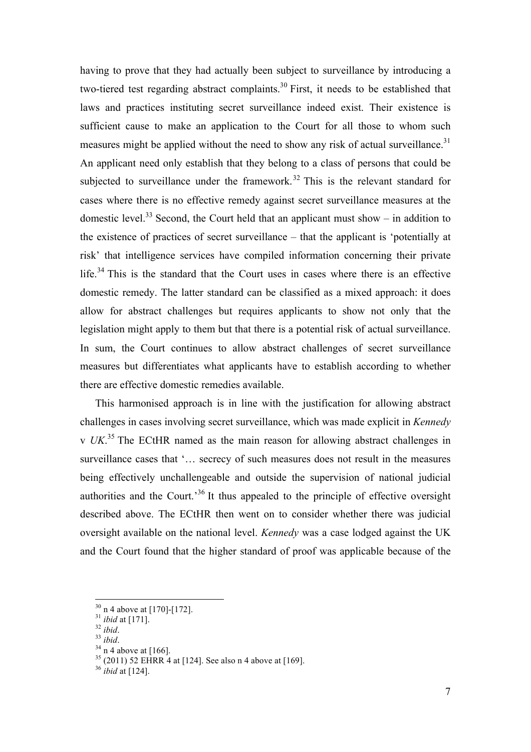having to prove that they had actually been subject to surveillance by introducing a two-tiered test regarding abstract complaints.[30] First, it needs to be established that laws and practices instituting secret surveillance indeed exist. Their existence is sufficient cause to make an application to the Court for all those to whom such measures might be applied without the need to show any risk of actual surveillance.[31] An applicant need only establish that they belong to a class of persons that could be subjected to surveillance under the framework.[32] This is the relevant standard for cases where there is no effective remedy against secret surveillance measures at the domestic level.[33] Second, the Court held that an applicant must show – in addition to the existence of practices of secret surveillance – that the applicant is 'potentially at risk' that intelligence services have compiled information concerning their private life.[34] This is the standard that the Court uses in cases where there is an effective domestic remedy. The latter standard can be classified as a mixed approach: it does allow for abstract challenges but requires applicants to show not only that the legislation might apply to them but that there is a potential risk of actual surveillance. In sum, the Court continues to allow abstract challenges of secret surveillance measures but differentiates what applicants have to establish according to whether there are effective domestic remedies available.

This harmonised approach is in line with the justification for allowing abstract challenges in cases involving secret surveillance, which was made explicit in *Kennedy* v *UK*.[35] The ECtHR named as the main reason for allowing abstract challenges in surveillance cases that '… secrecy of such measures does not result in the measures being effectively unchallengeable and outside the supervision of national judicial authorities and the Court.'[36] It thus appealed to the principle of effective oversight described above. The ECtHR then went on to consider whether there was judicial oversight available on the national level. *Kennedy* was a case lodged against the UK and the Court found that the higher standard of proof was applicable because of the

---

[30] n 4 above at [170]-[172].
[31] *ibid* at [171].
[32] *ibid*.
[33] *ibid*.
[34] n 4 above at [166].
[35] (2011) 52 EHRR 4 at [124]. See also n 4 above at [169].
[36] *ibid* at [124].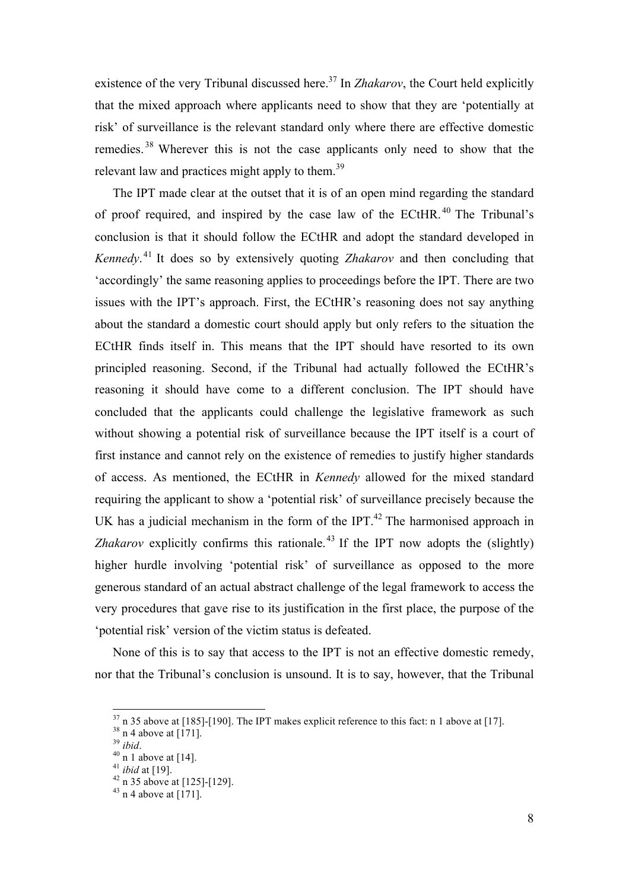existence of the very Tribunal discussed here.[37] In *Zhakarov*, the Court held explicitly that the mixed approach where applicants need to show that they are 'potentially at risk' of surveillance is the relevant standard only where there are effective domestic remedies.[38] Wherever this is not the case applicants only need to show that the relevant law and practices might apply to them.[39]

The IPT made clear at the outset that it is of an open mind regarding the standard of proof required, and inspired by the case law of the ECtHR.[40] The Tribunal's conclusion is that it should follow the ECtHR and adopt the standard developed in *Kennedy*.[41] It does so by extensively quoting *Zhakarov* and then concluding that 'accordingly' the same reasoning applies to proceedings before the IPT. There are two issues with the IPT's approach. First, the ECtHR's reasoning does not say anything about the standard a domestic court should apply but only refers to the situation the ECtHR finds itself in. This means that the IPT should have resorted to its own principled reasoning. Second, if the Tribunal had actually followed the ECtHR's reasoning it should have come to a different conclusion. The IPT should have concluded that the applicants could challenge the legislative framework as such without showing a potential risk of surveillance because the IPT itself is a court of first instance and cannot rely on the existence of remedies to justify higher standards of access. As mentioned, the ECtHR in *Kennedy* allowed for the mixed standard requiring the applicant to show a 'potential risk' of surveillance precisely because the UK has a judicial mechanism in the form of the IPT.[42] The harmonised approach in *Zhakarov* explicitly confirms this rationale.[43] If the IPT now adopts the (slightly) higher hurdle involving 'potential risk' of surveillance as opposed to the more generous standard of an actual abstract challenge of the legal framework to access the very procedures that gave rise to its justification in the first place, the purpose of the 'potential risk' version of the victim status is defeated.

None of this is to say that access to the IPT is not an effective domestic remedy, nor that the Tribunal's conclusion is unsound. It is to say, however, that the Tribunal

---

[37] n 35 above at [185]-[190]. The IPT makes explicit reference to this fact: n 1 above at [17].

[38] n 4 above at [171].

[39] *ibid*.

[40] n 1 above at [14].

[41] *ibid* at [19].

[42] n 35 above at [125]-[129].

[43] n 4 above at [171].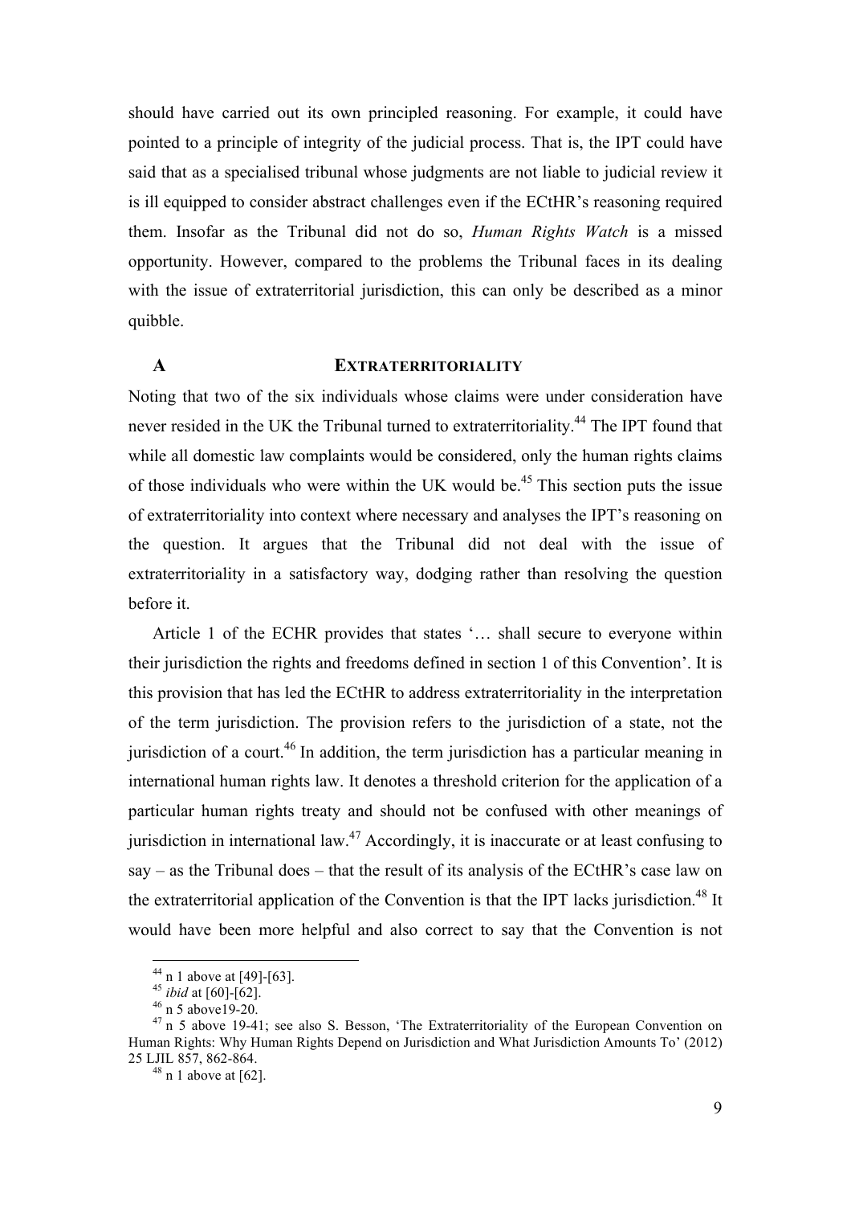should have carried out its own principled reasoning. For example, it could have pointed to a principle of integrity of the judicial process. That is, the IPT could have said that as a specialised tribunal whose judgments are not liable to judicial review it is ill equipped to consider abstract challenges even if the ECtHR's reasoning required them. Insofar as the Tribunal did not do so, *Human Rights Watch* is a missed opportunity. However, compared to the problems the Tribunal faces in its dealing with the issue of extraterritorial jurisdiction, this can only be described as a minor quibble.

### A EXTRATERRITORIALITY

Noting that two of the six individuals whose claims were under consideration have never resided in the UK the Tribunal turned to extraterritoriality.[44] The IPT found that while all domestic law complaints would be considered, only the human rights claims of those individuals who were within the UK would be.[45] This section puts the issue of extraterritoriality into context where necessary and analyses the IPT's reasoning on the question. It argues that the Tribunal did not deal with the issue of extraterritoriality in a satisfactory way, dodging rather than resolving the question before it.

Article 1 of the ECHR provides that states '… shall secure to everyone within their jurisdiction the rights and freedoms defined in section 1 of this Convention'. It is this provision that has led the ECtHR to address extraterritoriality in the interpretation of the term jurisdiction. The provision refers to the jurisdiction of a state, not the jurisdiction of a court.[46] In addition, the term jurisdiction has a particular meaning in international human rights law. It denotes a threshold criterion for the application of a particular human rights treaty and should not be confused with other meanings of jurisdiction in international law.[47] Accordingly, it is inaccurate or at least confusing to say – as the Tribunal does – that the result of its analysis of the ECtHR's case law on the extraterritorial application of the Convention is that the IPT lacks jurisdiction.[48] It would have been more helpful and also correct to say that the Convention is not

---

[44] n 1 above at [49]-[63].

[45] *ibid* at [60]-[62].

[46] n 5 above19-20.

[47] n 5 above 19-41; see also S. Besson, 'The Extraterritoriality of the European Convention on Human Rights: Why Human Rights Depend on Jurisdiction and What Jurisdiction Amounts To' (2012) 25 LJIL 857, 862-864.

[48] n 1 above at [62].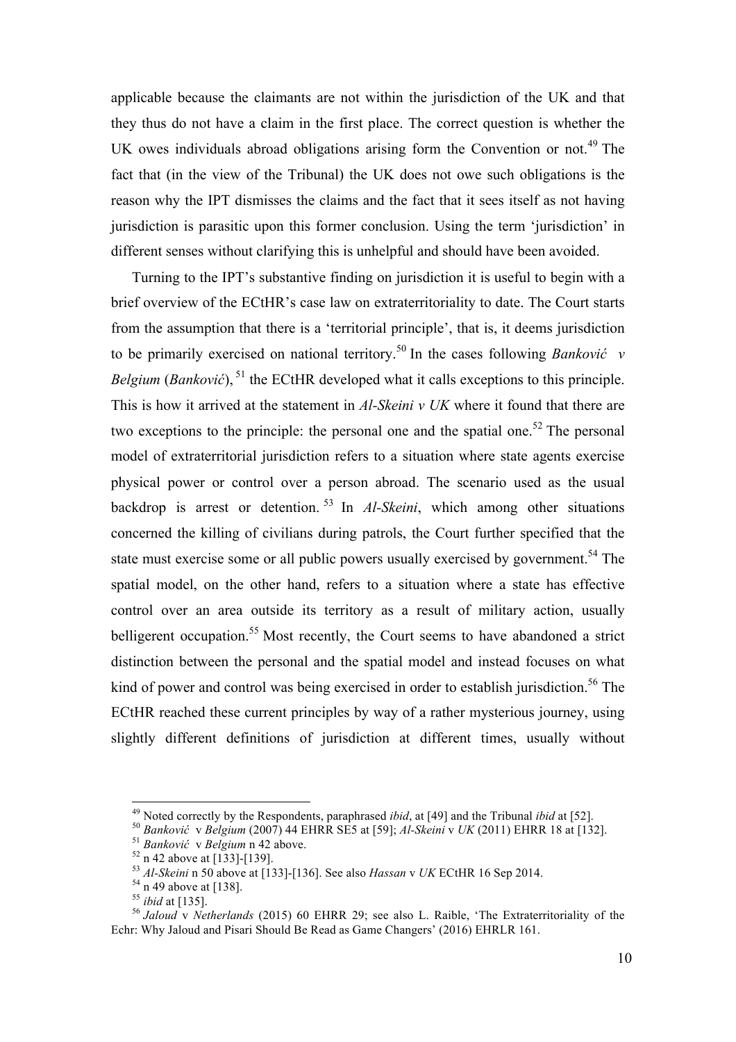applicable because the claimants are not within the jurisdiction of the UK and that they thus do not have a claim in the first place. The correct question is whether the UK owes individuals abroad obligations arising form the Convention or not.[49] The fact that (in the view of the Tribunal) the UK does not owe such obligations is the reason why the IPT dismisses the claims and the fact that it sees itself as not having jurisdiction is parasitic upon this former conclusion. Using the term 'jurisdiction' in different senses without clarifying this is unhelpful and should have been avoided.

Turning to the IPT's substantive finding on jurisdiction it is useful to begin with a brief overview of the ECtHR's case law on extraterritoriality to date. The Court starts from the assumption that there is a 'territorial principle', that is, it deems jurisdiction to be primarily exercised on national territory.[50] In the cases following *Banković v Belgium* (*Banković*), [51] the ECtHR developed what it calls exceptions to this principle. This is how it arrived at the statement in *Al-Skeini v UK* where it found that there are two exceptions to the principle: the personal one and the spatial one.[52] The personal model of extraterritorial jurisdiction refers to a situation where state agents exercise physical power or control over a person abroad. The scenario used as the usual backdrop is arrest or detention.[53] In *Al-Skeini*, which among other situations concerned the killing of civilians during patrols, the Court further specified that the state must exercise some or all public powers usually exercised by government.[54] The spatial model, on the other hand, refers to a situation where a state has effective control over an area outside its territory as a result of military action, usually belligerent occupation.[55] Most recently, the Court seems to have abandoned a strict distinction between the personal and the spatial model and instead focuses on what kind of power and control was being exercised in order to establish jurisdiction.[56] The ECtHR reached these current principles by way of a rather mysterious journey, using slightly different definitions of jurisdiction at different times, usually without

---

[49] Noted correctly by the Respondents, paraphrased *ibid*, at [49] and the Tribunal *ibid* at [52].

[50] *Banković v Belgium* (2007) 44 EHRR SE5 at [59]; *Al-Skeini* v *UK* (2011) EHRR 18 at [132].

[51] *Banković v Belgium* n 42 above.

[52] n 42 above at [133]-[139].

[53] *Al-Skeini* n 50 above at [133]-[136]. See also *Hassan* v *UK* ECtHR 16 Sep 2014.

[54] n 49 above at [138].

[55] *ibid* at [135].

[56] *Jaloud* v *Netherlands* (2015) 60 EHRR 29; see also L. Raible, 'The Extraterritoriality of the Echr: Why Jaloud and Pisari Should Be Read as Game Changers' (2016) EHRLR 161.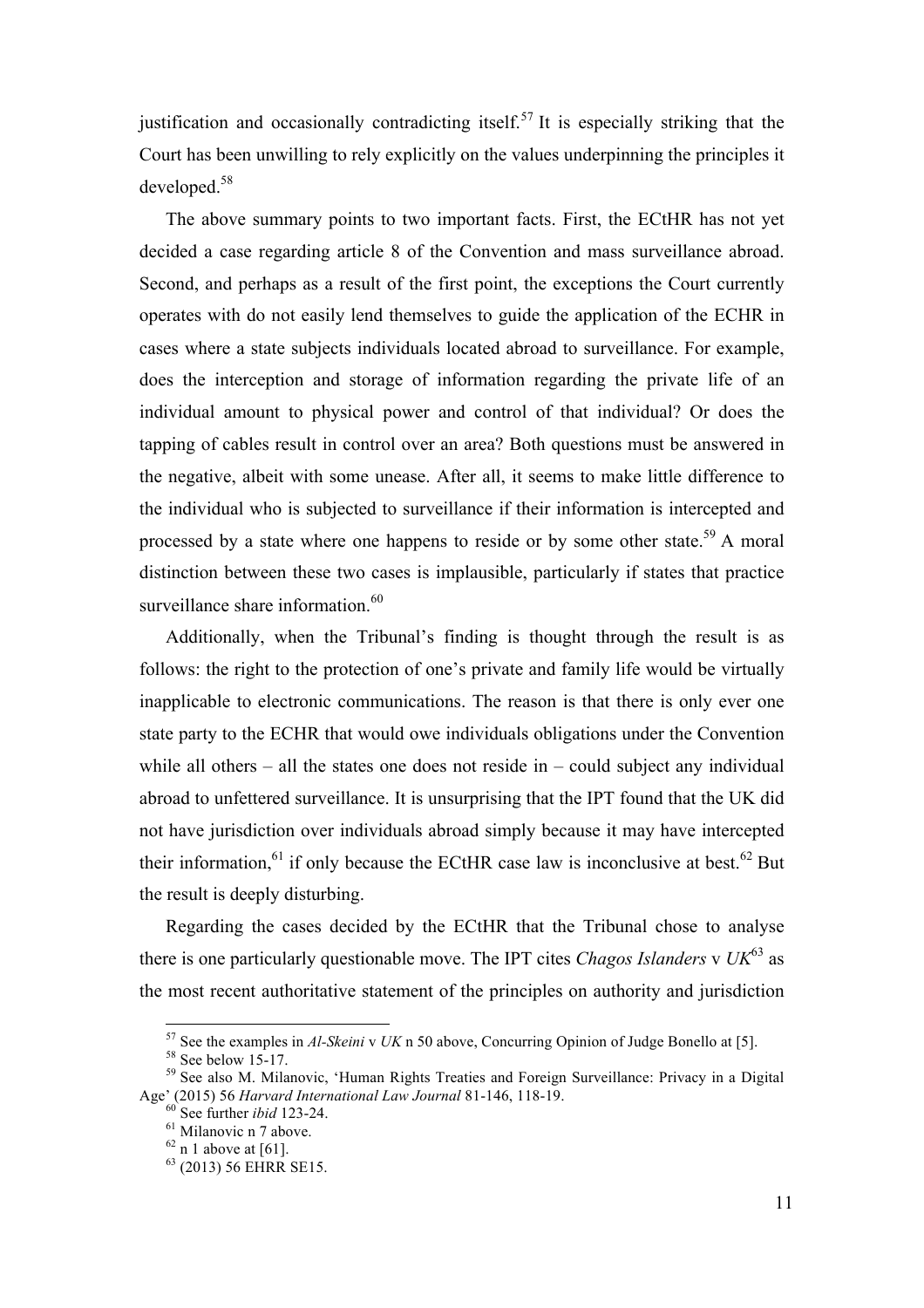justification and occasionally contradicting itself.[57] It is especially striking that the Court has been unwilling to rely explicitly on the values underpinning the principles it developed.[58]

The above summary points to two important facts. First, the ECtHR has not yet decided a case regarding article 8 of the Convention and mass surveillance abroad. Second, and perhaps as a result of the first point, the exceptions the Court currently operates with do not easily lend themselves to guide the application of the ECHR in cases where a state subjects individuals located abroad to surveillance. For example, does the interception and storage of information regarding the private life of an individual amount to physical power and control of that individual? Or does the tapping of cables result in control over an area? Both questions must be answered in the negative, albeit with some unease. After all, it seems to make little difference to the individual who is subjected to surveillance if their information is intercepted and processed by a state where one happens to reside or by some other state.[59] A moral distinction between these two cases is implausible, particularly if states that practice surveillance share information.[60]

Additionally, when the Tribunal's finding is thought through the result is as follows: the right to the protection of one's private and family life would be virtually inapplicable to electronic communications. The reason is that there is only ever one state party to the ECHR that would owe individuals obligations under the Convention while all others – all the states one does not reside in – could subject any individual abroad to unfettered surveillance. It is unsurprising that the IPT found that the UK did not have jurisdiction over individuals abroad simply because it may have intercepted their information,[61] if only because the ECtHR case law is inconclusive at best.[62] But the result is deeply disturbing.

Regarding the cases decided by the ECtHR that the Tribunal chose to analyse there is one particularly questionable move. The IPT cites *Chagos Islanders* v *UK*[63] as the most recent authoritative statement of the principles on authority and jurisdiction

---

[57] See the examples in *Al-Skeini* v *UK* n 50 above, Concurring Opinion of Judge Bonello at [5].

[58] See below 15-17.

[59] See also M. Milanovic, 'Human Rights Treaties and Foreign Surveillance: Privacy in a Digital Age' (2015) 56 *Harvard International Law Journal* 81-146, 118-19.

[60] See further *ibid* 123-24.

[61] Milanovic n 7 above.

[62] n 1 above at [61].

[63] (2013) 56 EHRR SE15.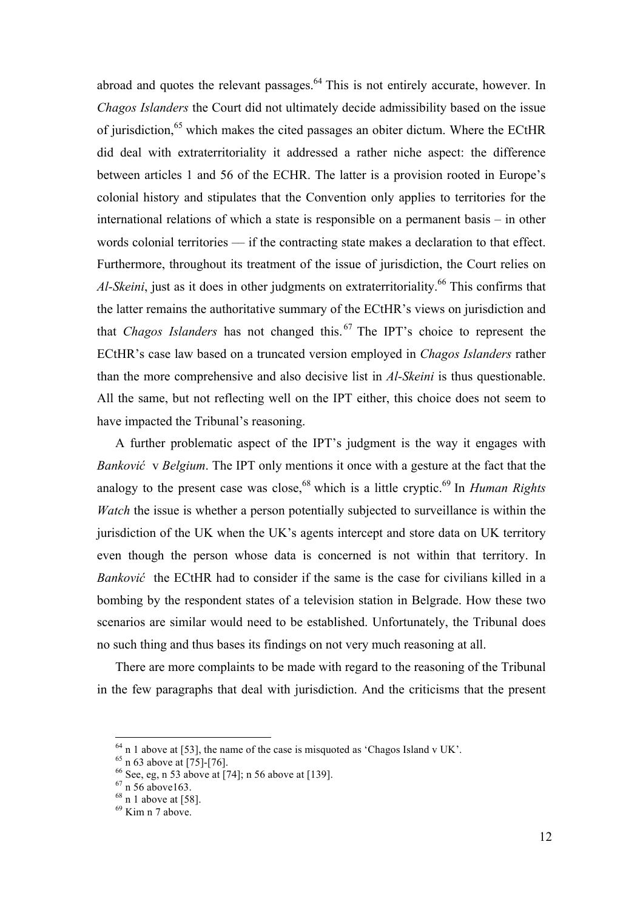abroad and quotes the relevant passages.[64] This is not entirely accurate, however. In *Chagos Islanders* the Court did not ultimately decide admissibility based on the issue of jurisdiction,[65] which makes the cited passages an obiter dictum. Where the ECtHR did deal with extraterritoriality it addressed a rather niche aspect: the difference between articles 1 and 56 of the ECHR. The latter is a provision rooted in Europe's colonial history and stipulates that the Convention only applies to territories for the international relations of which a state is responsible on a permanent basis – in other words colonial territories — if the contracting state makes a declaration to that effect. Furthermore, throughout its treatment of the issue of jurisdiction, the Court relies on *Al-Skeini*, just as it does in other judgments on extraterritoriality.[66] This confirms that the latter remains the authoritative summary of the ECtHR's views on jurisdiction and that *Chagos Islanders* has not changed this.[67] The IPT's choice to represent the ECtHR's case law based on a truncated version employed in *Chagos Islanders* rather than the more comprehensive and also decisive list in *Al-Skeini* is thus questionable. All the same, but not reflecting well on the IPT either, this choice does not seem to have impacted the Tribunal's reasoning.

A further problematic aspect of the IPT's judgment is the way it engages with *Banković* v *Belgium*. The IPT only mentions it once with a gesture at the fact that the analogy to the present case was close,[68] which is a little cryptic.[69] In *Human Rights Watch* the issue is whether a person potentially subjected to surveillance is within the jurisdiction of the UK when the UK's agents intercept and store data on UK territory even though the person whose data is concerned is not within that territory. In *Banković* the ECtHR had to consider if the same is the case for civilians killed in a bombing by the respondent states of a television station in Belgrade. How these two scenarios are similar would need to be established. Unfortunately, the Tribunal does no such thing and thus bases its findings on not very much reasoning at all.

There are more complaints to be made with regard to the reasoning of the Tribunal in the few paragraphs that deal with jurisdiction. And the criticisms that the present

[64] n 1 above at [53], the name of the case is misquoted as 'Chagos Island v UK'.

[65] n 63 above at [75]-[76].

[66] See, eg, n 53 above at [74]; n 56 above at [139].

[67] n 56 above163.

[68] n 1 above at [58].

[69] Kim n 7 above.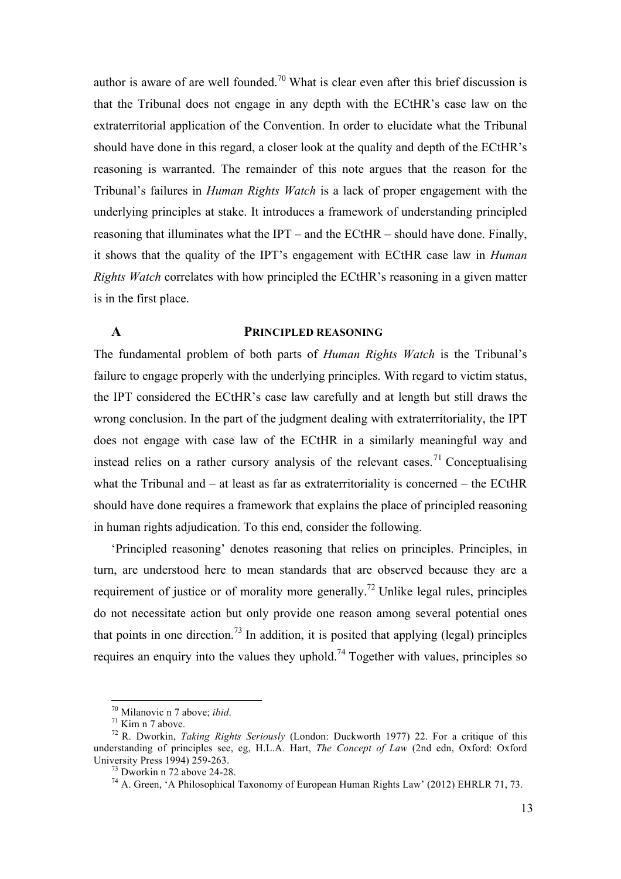author is aware of are well founded.[70] What is clear even after this brief discussion is that the Tribunal does not engage in any depth with the ECtHR's case law on the extraterritorial application of the Convention. In order to elucidate what the Tribunal should have done in this regard, a closer look at the quality and depth of the ECtHR's reasoning is warranted. The remainder of this note argues that the reason for the Tribunal's failures in *Human Rights Watch* is a lack of proper engagement with the underlying principles at stake. It introduces a framework of understanding principled reasoning that illuminates what the IPT – and the ECtHR – should have done. Finally, it shows that the quality of the IPT's engagement with ECtHR case law in *Human Rights Watch* correlates with how principled the ECtHR's reasoning in a given matter is in the first place.

## A PRINCIPLED REASONING

The fundamental problem of both parts of *Human Rights Watch* is the Tribunal's failure to engage properly with the underlying principles. With regard to victim status, the IPT considered the ECtHR's case law carefully and at length but still draws the wrong conclusion. In the part of the judgment dealing with extraterritoriality, the IPT does not engage with case law of the ECtHR in a similarly meaningful way and instead relies on a rather cursory analysis of the relevant cases.[71] Conceptualising what the Tribunal and – at least as far as extraterritoriality is concerned – the ECtHR should have done requires a framework that explains the place of principled reasoning in human rights adjudication. To this end, consider the following.

'Principled reasoning' denotes reasoning that relies on principles. Principles, in turn, are understood here to mean standards that are observed because they are a requirement of justice or of morality more generally.[72] Unlike legal rules, principles do not necessitate action but only provide one reason among several potential ones that points in one direction.[73] In addition, it is posited that applying (legal) principles requires an enquiry into the values they uphold.[74] Together with values, principles so

---

[70] Milanovic n 7 above; *ibid*.

[71] Kim n 7 above.

[72] R. Dworkin, *Taking Rights Seriously* (London: Duckworth 1977) 22. For a critique of this understanding of principles see, eg, H.L.A. Hart, *The Concept of Law* (2nd edn, Oxford: Oxford University Press 1994) 259-263.

[73] Dworkin n 72 above 24-28.

[74] A. Green, 'A Philosophical Taxonomy of European Human Rights Law' (2012) EHRLR 71, 73.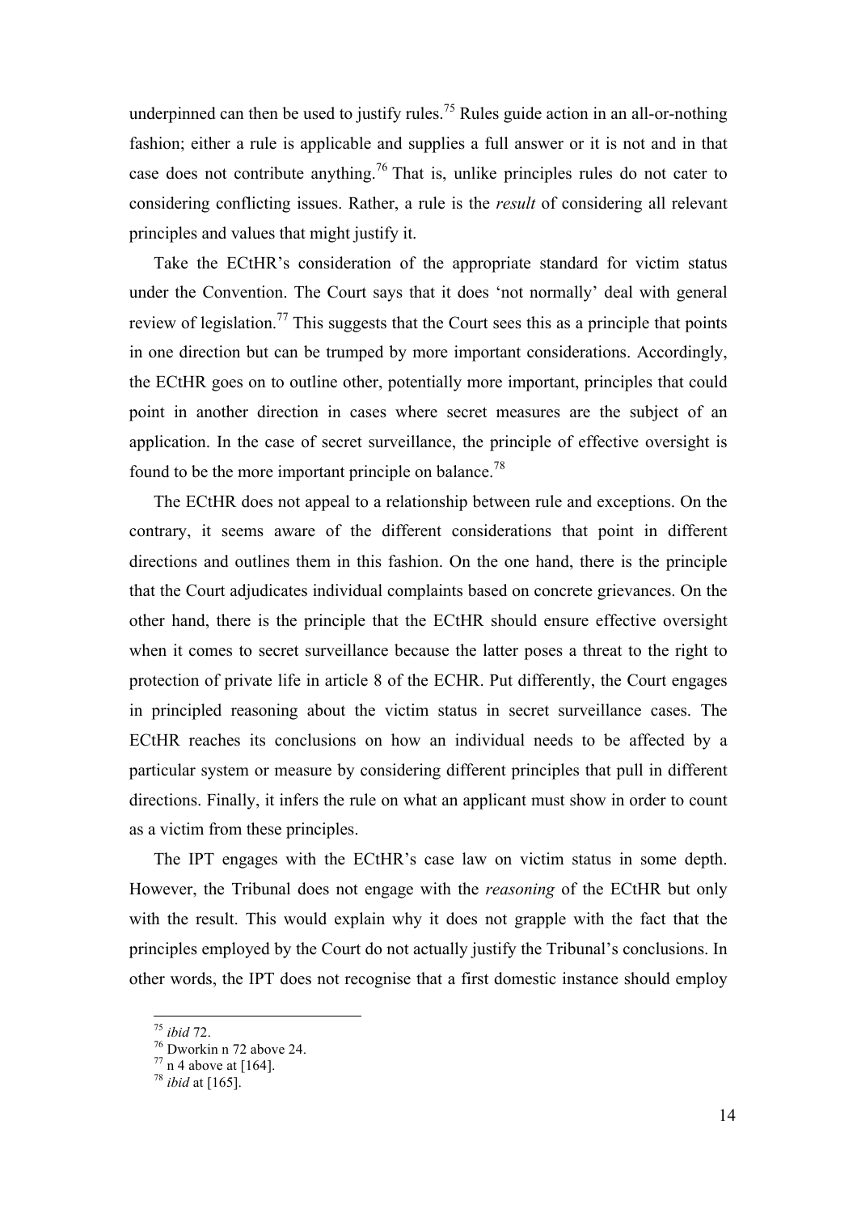underpinned can then be used to justify rules.[75] Rules guide action in an all-or-nothing fashion; either a rule is applicable and supplies a full answer or it is not and in that case does not contribute anything.[76] That is, unlike principles rules do not cater to considering conflicting issues. Rather, a rule is the *result* of considering all relevant principles and values that might justify it.

Take the ECtHR's consideration of the appropriate standard for victim status under the Convention. The Court says that it does 'not normally' deal with general review of legislation.[77] This suggests that the Court sees this as a principle that points in one direction but can be trumped by more important considerations. Accordingly, the ECtHR goes on to outline other, potentially more important, principles that could point in another direction in cases where secret measures are the subject of an application. In the case of secret surveillance, the principle of effective oversight is found to be the more important principle on balance.[78]

The ECtHR does not appeal to a relationship between rule and exceptions. On the contrary, it seems aware of the different considerations that point in different directions and outlines them in this fashion. On the one hand, there is the principle that the Court adjudicates individual complaints based on concrete grievances. On the other hand, there is the principle that the ECtHR should ensure effective oversight when it comes to secret surveillance because the latter poses a threat to the right to protection of private life in article 8 of the ECHR. Put differently, the Court engages in principled reasoning about the victim status in secret surveillance cases. The ECtHR reaches its conclusions on how an individual needs to be affected by a particular system or measure by considering different principles that pull in different directions. Finally, it infers the rule on what an applicant must show in order to count as a victim from these principles.

The IPT engages with the ECtHR's case law on victim status in some depth. However, the Tribunal does not engage with the *reasoning* of the ECtHR but only with the result. This would explain why it does not grapple with the fact that the principles employed by the Court do not actually justify the Tribunal's conclusions. In other words, the IPT does not recognise that a first domestic instance should employ

---

[75] *ibid* 72.

[76] Dworkin n 72 above 24.

[77] n 4 above at [164].

[78] *ibid* at [165].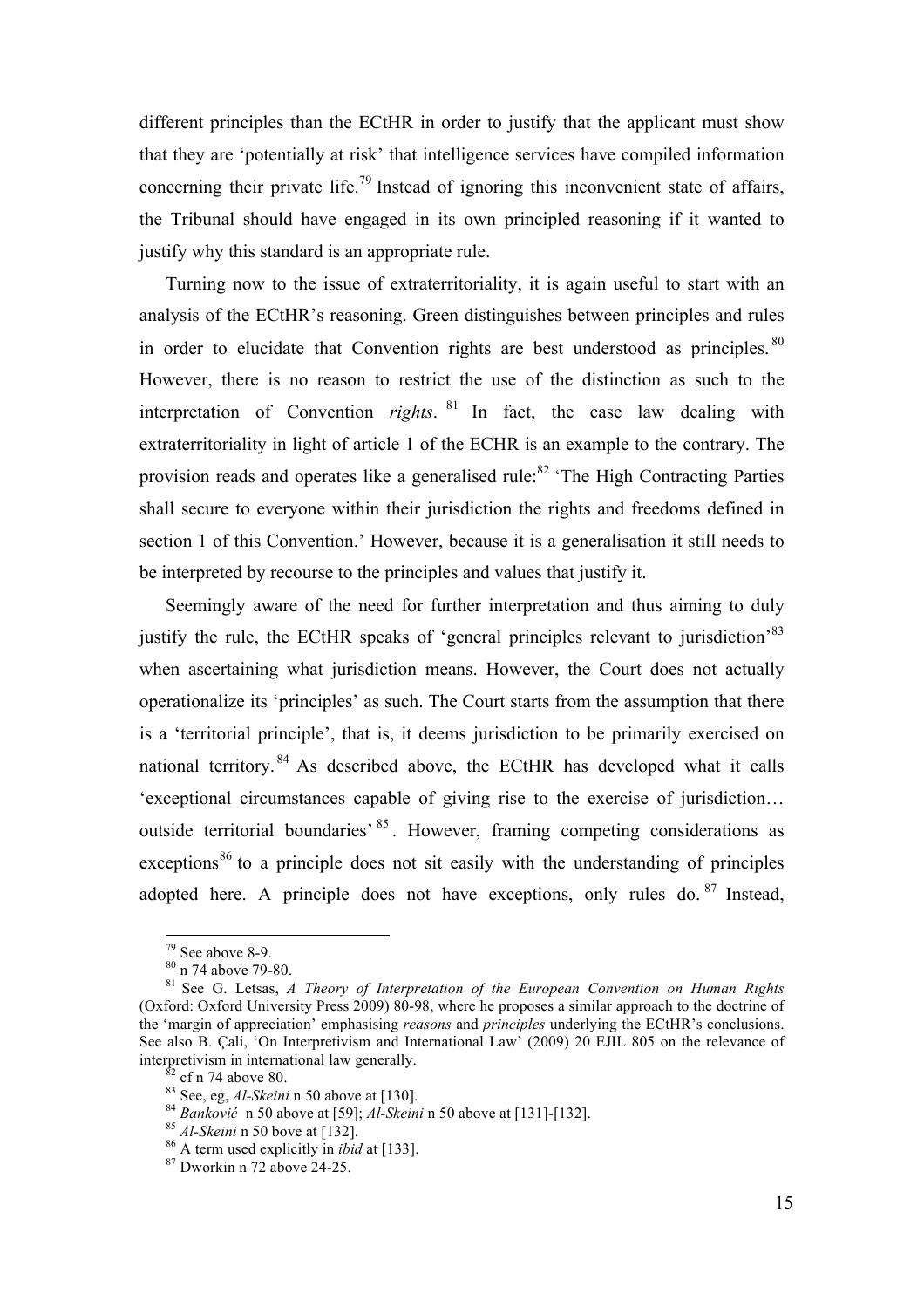different principles than the ECtHR in order to justify that the applicant must show that they are 'potentially at risk' that intelligence services have compiled information concerning their private life.[79] Instead of ignoring this inconvenient state of affairs, the Tribunal should have engaged in its own principled reasoning if it wanted to justify why this standard is an appropriate rule.

Turning now to the issue of extraterritoriality, it is again useful to start with an analysis of the ECtHR's reasoning. Green distinguishes between principles and rules in order to elucidate that Convention rights are best understood as principles.[80] However, there is no reason to restrict the use of the distinction as such to the interpretation of Convention *rights*.[81] In fact, the case law dealing with extraterritoriality in light of article 1 of the ECHR is an example to the contrary. The provision reads and operates like a generalised rule:[82] 'The High Contracting Parties shall secure to everyone within their jurisdiction the rights and freedoms defined in section 1 of this Convention.' However, because it is a generalisation it still needs to be interpreted by recourse to the principles and values that justify it.

Seemingly aware of the need for further interpretation and thus aiming to duly justify the rule, the ECtHR speaks of 'general principles relevant to jurisdiction'[83] when ascertaining what jurisdiction means. However, the Court does not actually operationalize its 'principles' as such. The Court starts from the assumption that there is a 'territorial principle', that is, it deems jurisdiction to be primarily exercised on national territory.[84] As described above, the ECtHR has developed what it calls 'exceptional circumstances capable of giving rise to the exercise of jurisdiction… outside territorial boundaries'[85]. However, framing competing considerations as exceptions[86] to a principle does not sit easily with the understanding of principles adopted here. A principle does not have exceptions, only rules do.[87] Instead,

---

[79] See above 8-9.

[80] n 74 above 79-80.

[81] See G. Letsas, *A Theory of Interpretation of the European Convention on Human Rights* (Oxford: Oxford University Press 2009) 80-98, where he proposes a similar approach to the doctrine of the 'margin of appreciation' emphasising *reasons* and *principles* underlying the ECtHR's conclusions. See also B. Çali, 'On Interpretivism and International Law' (2009) 20 EJIL 805 on the relevance of interpretivism in international law generally.

[82] cf n 74 above 80.

[83] See, eg, *Al-Skeini* n 50 above at [130].

[84] *Banković* n 50 above at [59]; *Al-Skeini* n 50 above at [131]-[132].

[85] *Al-Skeini* n 50 bove at [132].

[86] A term used explicitly in *ibid* at [133].

[87] Dworkin n 72 above 24-25.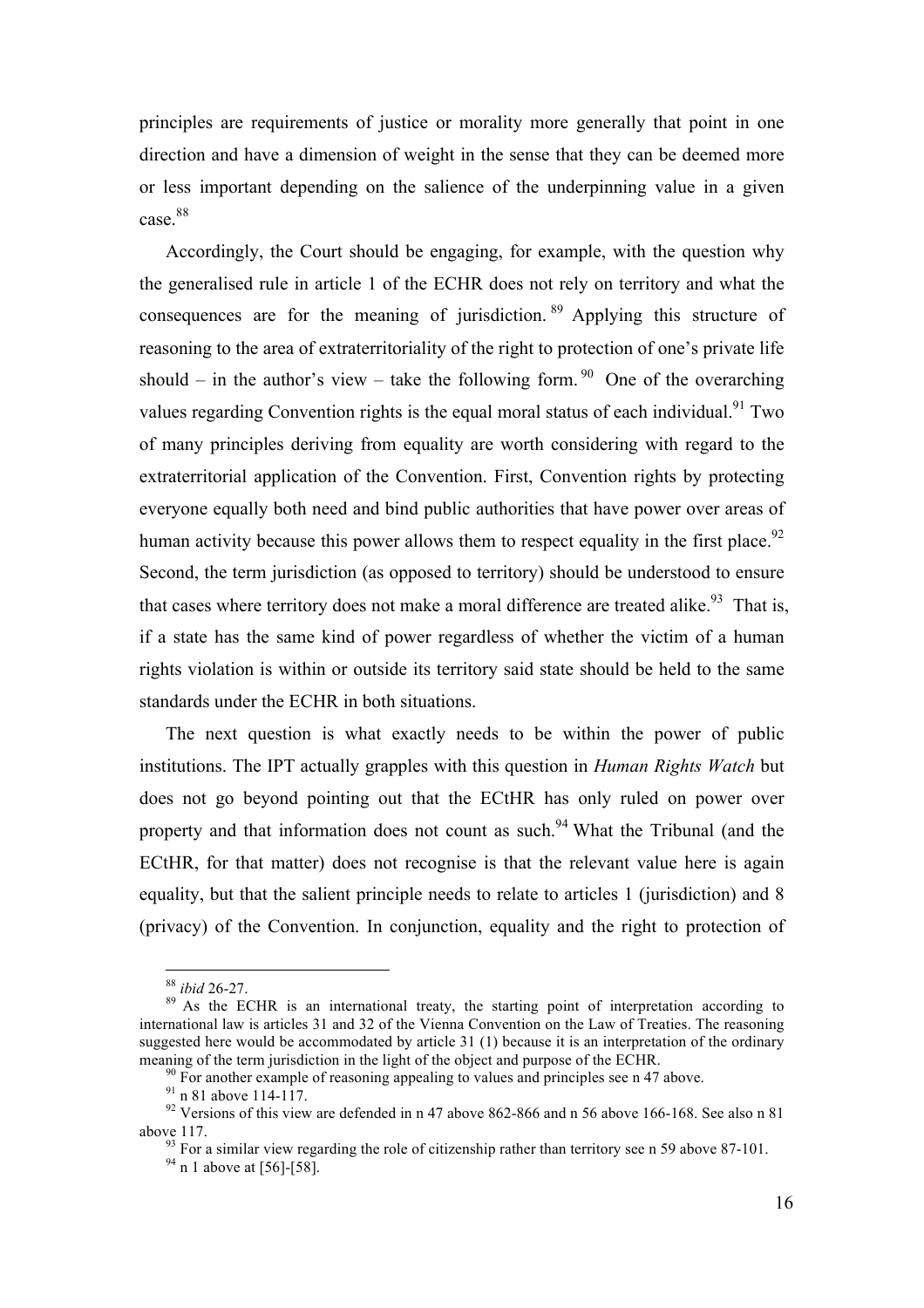principles are requirements of justice or morality more generally that point in one direction and have a dimension of weight in the sense that they can be deemed more or less important depending on the salience of the underpinning value in a given case.[88]

Accordingly, the Court should be engaging, for example, with the question why the generalised rule in article 1 of the ECHR does not rely on territory and what the consequences are for the meaning of jurisdiction.[89] Applying this structure of reasoning to the area of extraterritoriality of the right to protection of one's private life should – in the author's view – take the following form.[90] One of the overarching values regarding Convention rights is the equal moral status of each individual.[91] Two of many principles deriving from equality are worth considering with regard to the extraterritorial application of the Convention. First, Convention rights by protecting everyone equally both need and bind public authorities that have power over areas of human activity because this power allows them to respect equality in the first place.[92] Second, the term jurisdiction (as opposed to territory) should be understood to ensure that cases where territory does not make a moral difference are treated alike.[93] That is, if a state has the same kind of power regardless of whether the victim of a human rights violation is within or outside its territory said state should be held to the same standards under the ECHR in both situations.

The next question is what exactly needs to be within the power of public institutions. The IPT actually grapples with this question in *Human Rights Watch* but does not go beyond pointing out that the ECtHR has only ruled on power over property and that information does not count as such.[94] What the Tribunal (and the ECtHR, for that matter) does not recognise is that the relevant value here is again equality, but that the salient principle needs to relate to articles 1 (jurisdiction) and 8 (privacy) of the Convention. In conjunction, equality and the right to protection of

---

[88] *ibid* 26-27.

[89] As the ECHR is an international treaty, the starting point of interpretation according to international law is articles 31 and 32 of the Vienna Convention on the Law of Treaties. The reasoning suggested here would be accommodated by article 31 (1) because it is an interpretation of the ordinary meaning of the term jurisdiction in the light of the object and purpose of the ECHR.

[90] For another example of reasoning appealing to values and principles see n 47 above.

[91] n 81 above 114-117.

[92] Versions of this view are defended in n 47 above 862-866 and n 56 above 166-168. See also n 81 above 117.

[93] For a similar view regarding the role of citizenship rather than territory see n 59 above 87-101.

[94] n 1 above at [56]-[58].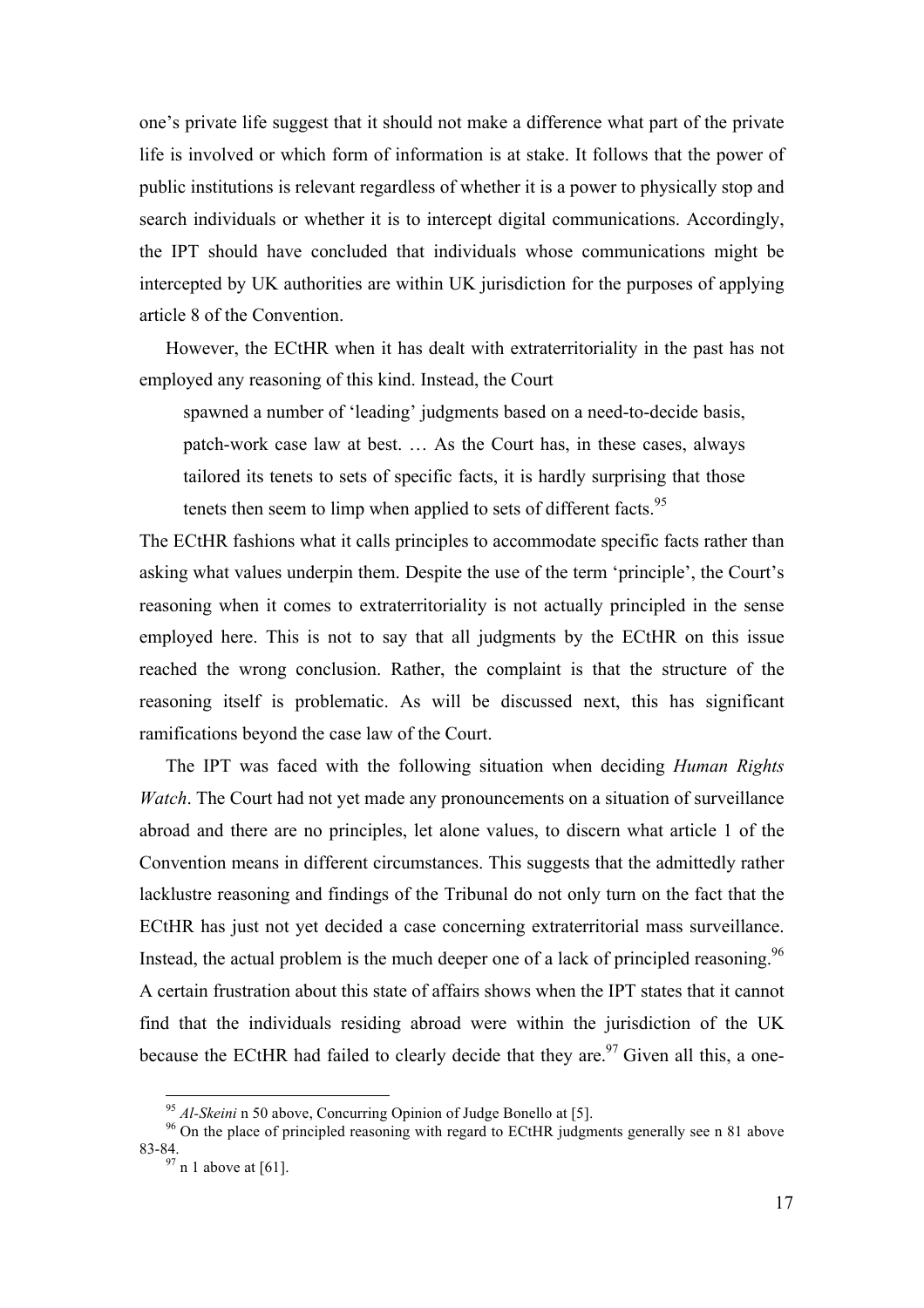one's private life suggest that it should not make a difference what part of the private life is involved or which form of information is at stake. It follows that the power of public institutions is relevant regardless of whether it is a power to physically stop and search individuals or whether it is to intercept digital communications. Accordingly, the IPT should have concluded that individuals whose communications might be intercepted by UK authorities are within UK jurisdiction for the purposes of applying article 8 of the Convention.

However, the ECtHR when it has dealt with extraterritoriality in the past has not employed any reasoning of this kind. Instead, the Court

> spawned a number of 'leading' judgments based on a need-to-decide basis, patch-work case law at best. … As the Court has, in these cases, always tailored its tenets to sets of specific facts, it is hardly surprising that those tenets then seem to limp when applied to sets of different facts.[95]

The ECtHR fashions what it calls principles to accommodate specific facts rather than asking what values underpin them. Despite the use of the term 'principle', the Court's reasoning when it comes to extraterritoriality is not actually principled in the sense employed here. This is not to say that all judgments by the ECtHR on this issue reached the wrong conclusion. Rather, the complaint is that the structure of the reasoning itself is problematic. As will be discussed next, this has significant ramifications beyond the case law of the Court.

The IPT was faced with the following situation when deciding *Human Rights Watch*. The Court had not yet made any pronouncements on a situation of surveillance abroad and there are no principles, let alone values, to discern what article 1 of the Convention means in different circumstances. This suggests that the admittedly rather lacklustre reasoning and findings of the Tribunal do not only turn on the fact that the ECtHR has just not yet decided a case concerning extraterritorial mass surveillance. Instead, the actual problem is the much deeper one of a lack of principled reasoning.[96] A certain frustration about this state of affairs shows when the IPT states that it cannot find that the individuals residing abroad were within the jurisdiction of the UK because the ECtHR had failed to clearly decide that they are.[97] Given all this, a one-

---

[95] *Al-Skeini* n 50 above, Concurring Opinion of Judge Bonello at [5].

[96] On the place of principled reasoning with regard to ECtHR judgments generally see n 81 above 83-84.

[97] n 1 above at [61].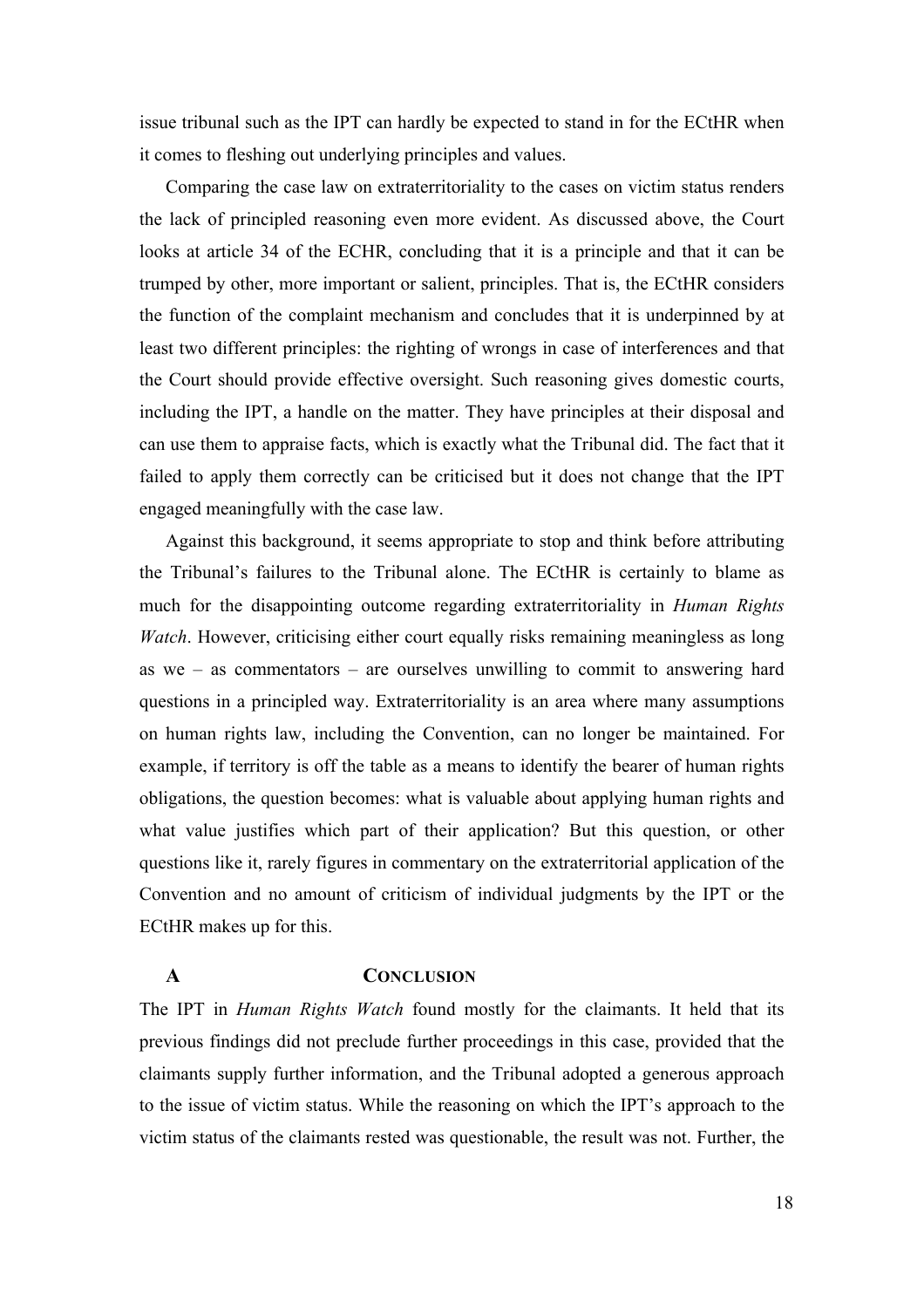issue tribunal such as the IPT can hardly be expected to stand in for the ECtHR when it comes to fleshing out underlying principles and values.

Comparing the case law on extraterritoriality to the cases on victim status renders the lack of principled reasoning even more evident. As discussed above, the Court looks at article 34 of the ECHR, concluding that it is a principle and that it can be trumped by other, more important or salient, principles. That is, the ECtHR considers the function of the complaint mechanism and concludes that it is underpinned by at least two different principles: the righting of wrongs in case of interferences and that the Court should provide effective oversight. Such reasoning gives domestic courts, including the IPT, a handle on the matter. They have principles at their disposal and can use them to appraise facts, which is exactly what the Tribunal did. The fact that it failed to apply them correctly can be criticised but it does not change that the IPT engaged meaningfully with the case law.

Against this background, it seems appropriate to stop and think before attributing the Tribunal's failures to the Tribunal alone. The ECtHR is certainly to blame as much for the disappointing outcome regarding extraterritoriality in *Human Rights Watch*. However, criticising either court equally risks remaining meaningless as long as we – as commentators – are ourselves unwilling to commit to answering hard questions in a principled way. Extraterritoriality is an area where many assumptions on human rights law, including the Convention, can no longer be maintained. For example, if territory is off the table as a means to identify the bearer of human rights obligations, the question becomes: what is valuable about applying human rights and what value justifies which part of their application? But this question, or other questions like it, rarely figures in commentary on the extraterritorial application of the Convention and no amount of criticism of individual judgments by the IPT or the ECtHR makes up for this.

## A CONCLUSION

The IPT in *Human Rights Watch* found mostly for the claimants. It held that its previous findings did not preclude further proceedings in this case, provided that the claimants supply further information, and the Tribunal adopted a generous approach to the issue of victim status. While the reasoning on which the IPT's approach to the victim status of the claimants rested was questionable, the result was not. Further, the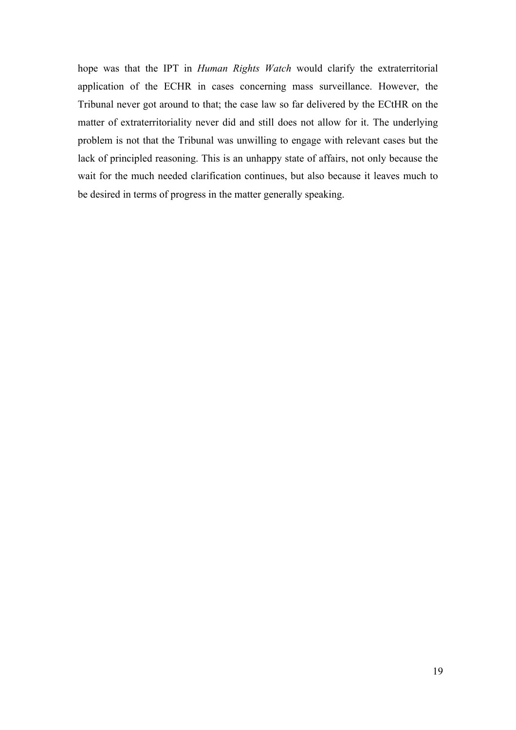hope was that the IPT in *Human Rights Watch* would clarify the extraterritorial application of the ECHR in cases concerning mass surveillance. However, the Tribunal never got around to that; the case law so far delivered by the ECtHR on the matter of extraterritoriality never did and still does not allow for it. The underlying problem is not that the Tribunal was unwilling to engage with relevant cases but the lack of principled reasoning. This is an unhappy state of affairs, not only because the wait for the much needed clarification continues, but also because it leaves much to be desired in terms of progress in the matter generally speaking.